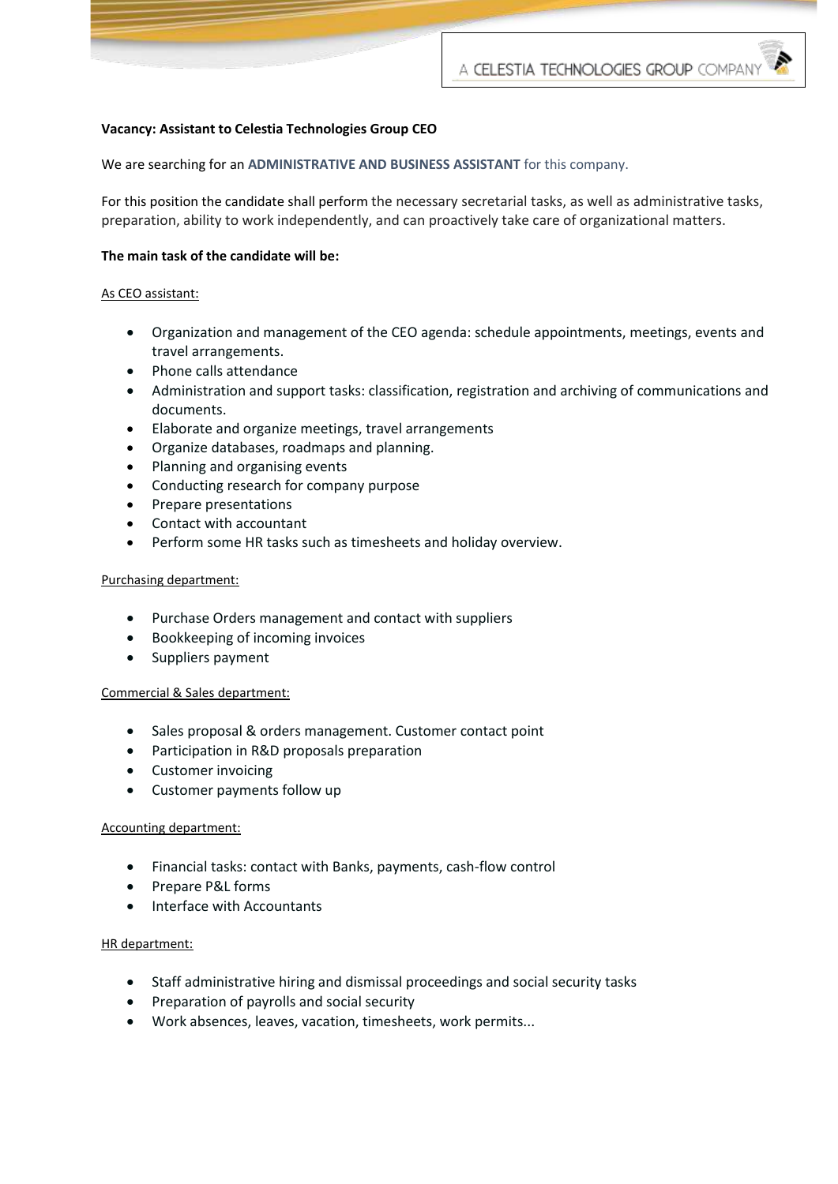**Vacancy: Assistant to Celestia Technologies Group CEO**

We are searching for an **ADMINISTRATIVE AND BUSINESS ASSISTANT** for this company.

For this position the candidate shall perform the necessary secretarial tasks, as well as administrative tasks, preparation, ability to work independently, and can proactively take care of organizational matters.

**The main task of the candidate will be:**

As CEO assistant:

- Organization and management of the CEO agenda: schedule appointments, meetings, events and travel arrangements.
- Phone calls attendance
- Administration and support tasks: classification, registration and archiving of communications and documents.
- Elaborate and organize meetings, travel arrangements
- Organize databases, roadmaps and planning.
- Planning and organising events
- Conducting research for company purpose
- Prepare presentations
- Contact with accountant
- Perform some HR tasks such as timesheets and holiday overview.

Purchasing department:

- Purchase Orders management and contact with suppliers
- Bookkeeping of incoming invoices
- Suppliers payment

Commercial & Sales department:

- Sales proposal & orders management. Customer contact point
- Participation in R&D proposals preparation
- Customer invoicing
- Customer payments follow up

Accounting department:

- Financial tasks: contact with Banks, payments, cash-flow control
- Prepare P&L forms
- Interface with Accountants

HR department:

- Staff administrative hiring and dismissal proceedings and social security tasks
- Preparation of payrolls and social security
- Work absences, leaves, vacation, timesheets, work permits...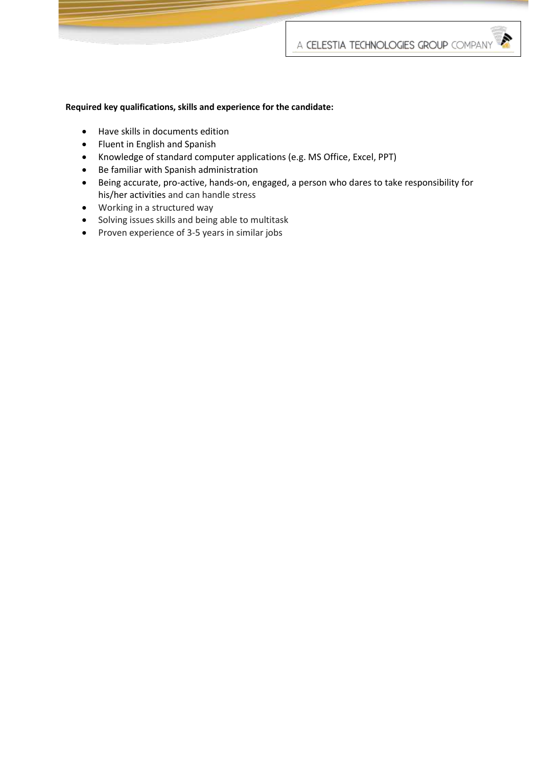**Required key qualifications, skills and experience for the candidate:**

- Have skills in documents edition
- Fluent in English and Spanish
- Knowledge of standard computer applications (e.g. MS Office, Excel, PPT)
- Be familiar with Spanish administration
- Being accurate, pro-active, hands-on, engaged, a person who dares to take responsibility for his/her activities and can handle stress
- Working in a structured way
- Solving issues skills and being able to multitask
- Proven experience of 3-5 years in similar jobs